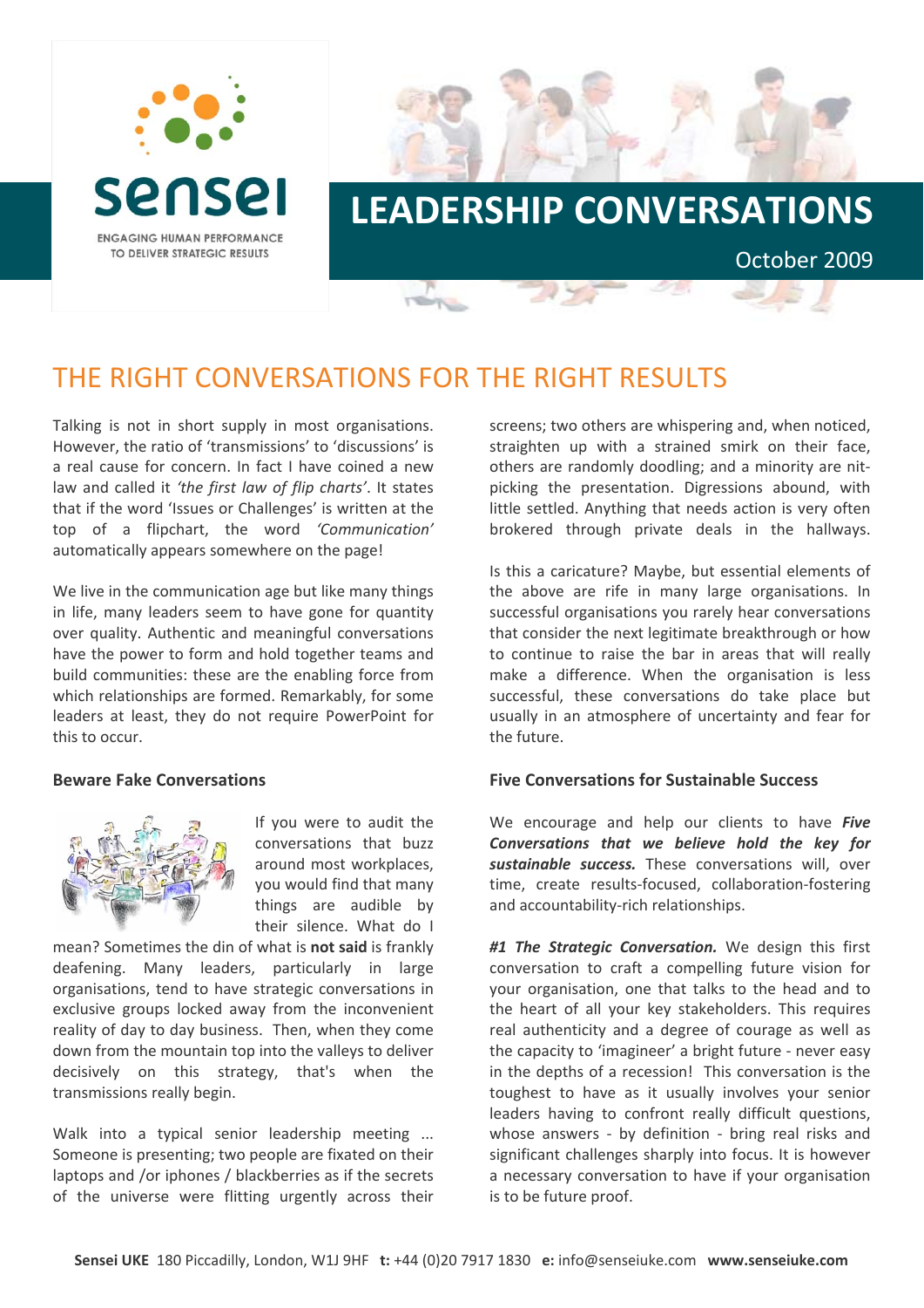sensei

ENGAGING HUMAN PERFORMANCE TO DELIVER STRATEGIC RESULTS

# LEADERSHIP CONVERSATIONS

October 2009

## THE RIGHT CONVERSATIONS FOR THE RIGHT RESULTS

Talking is not in short supply in most organisations. However, the ratio of 'transmissions' to 'discussions' is a real cause for concern. In fact I have coined a new law and called it *'the first law of flip charts'*. It states that if the word 'Issues or Challenges' is written at the top of a flipchart, the word *'Communication'* automatically appears somewhere on the page!

We live in the communication age but like many things in life, many leaders seem to have gone for quantity over quality. Authentic and meaningful conversations have the power to form and hold together teams and build communities: these are the enabling force from which relationships are formed. Remarkably, for some leaders at least, they do not require PowerPoint for this to occur.

### Beware Fake Conversations

If you were to audit the conversations that buzz around most workplaces, you would find that many things are audible by their silence. What do I mean? Sometimes the din of what is **not said** is frankly deafening. Many leaders, particularly in large organisations, tend to have strategic conversations in exclusive groups locked away from the inconvenient reality of day to day business. Then, when they come down from the mountain top into the valleys to deliver decisively on this strategy, that's when the transmissions really begin.

Walk into a typical senior leadership meeting ... Someone is presenting; two people are fixated on their laptops and /or iphones / blackberries as if the secrets of the universe were flitting urgently across their screens; two others are whispering and, when noticed, straighten up with a strained smirk on their face, others are randomly doodling; and a minority are nit-picking the presentation. Digressions abound, with little settled. Anything that needs action is very often brokered through private deals in the hallways.

Is this a caricature? Maybe, but essential elements of the above are rife in many large organisations. In successful organisations you rarely hear conversations that consider the next legitimate breakthrough or how to continue to raise the bar in areas that will really make a difference. When the organisation is less successful, these conversations do take place but usually in an atmosphere of uncertainty and fear for the future.

### Five Conversations for Sustainable Success

We encourage and help our clients to have ***Five Conversations that we believe hold the key for sustainable success.*** These conversations will, over time, create results-focused, collaboration-fostering and accountability-rich relationships.

***#1 The Strategic Conversation.*** We design this first conversation to craft a compelling future vision for your organisation, one that talks to the head and to the heart of all your key stakeholders. This requires real authenticity and a degree of courage as well as the capacity to 'imagineer' a bright future - never easy in the depths of a recession! This conversation is the toughest to have as it usually involves your senior leaders having to confront really difficult questions, whose answers - by definition - bring real risks and significant challenges sharply into focus. It is however a necessary conversation to have if your organisation is to be future proof.

**Sensei UKE** 180 Piccadilly, London, W1J 9HF **t:** +44 (0)20 7917 1830 **e:** info@senseiuke.com **www.senseiuke.com**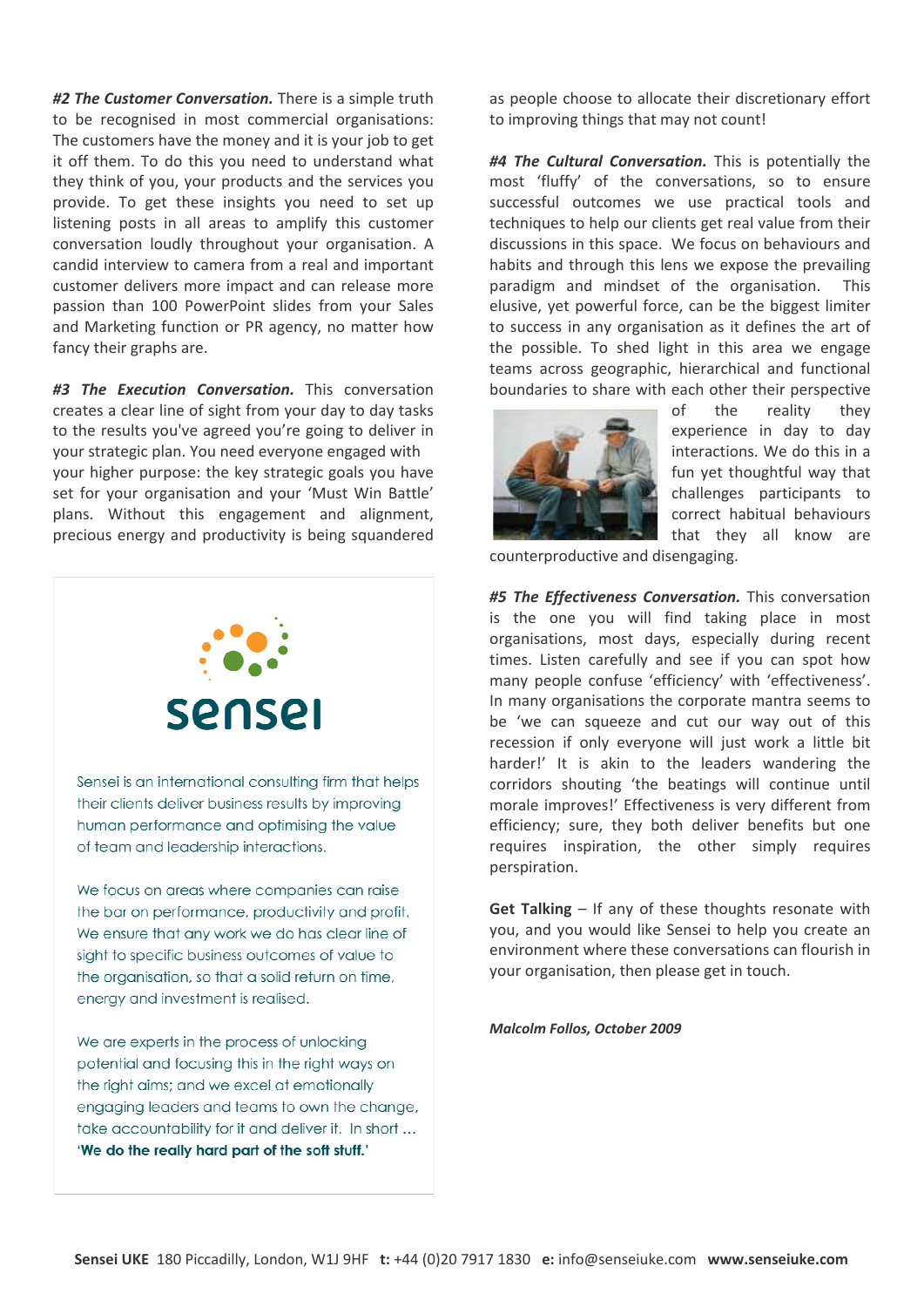***#2 The Customer Conversation.*** There is a simple truth to be recognised in most commercial organisations: The customers have the money and it is your job to get it off them. To do this you need to understand what they think of you, your products and the services you provide. To get these insights you need to set up listening posts in all areas to amplify this customer conversation loudly throughout your organisation. A candid interview to camera from a real and important customer delivers more impact and can release more passion than 100 PowerPoint slides from your Sales and Marketing function or PR agency, no matter how fancy their graphs are.

***#3 The Execution Conversation.*** This conversation creates a clear line of sight from your day to day tasks to the results you've agreed you're going to deliver in your strategic plan. You need everyone engaged with your higher purpose: the key strategic goals you have set for your organisation and your 'Must Win Battle' plans. Without this engagement and alignment, precious energy and productivity is being squandered as people choose to allocate their discretionary effort to improving things that may not count!

***#4 The Cultural Conversation.*** This is potentially the most 'fluffy' of the conversations, so to ensure successful outcomes we use practical tools and techniques to help our clients get real value from their discussions in this space. We focus on behaviours and habits and through this lens we expose the prevailing paradigm and mindset of the organisation. This elusive, yet powerful force, can be the biggest limiter to success in any organisation as it defines the art of the possible. To shed light in this area we engage teams across geographic, hierarchical and functional boundaries to share with each other their perspective of the reality they experience in day to day interactions. We do this in a fun yet thoughtful way that challenges participants to correct habitual behaviours that they all know are counterproductive and disengaging.

***#5 The Effectiveness Conversation.*** This conversation is the one you will find taking place in most organisations, most days, especially during recent times. Listen carefully and see if you can spot how many people confuse 'efficiency' with 'effectiveness'. In many organisations the corporate mantra seems to be 'we can squeeze and cut our way out of this recession if only everyone will just work a little bit harder!' It is akin to the leaders wandering the corridors shouting 'the beatings will continue until morale improves!' Effectiveness is very different from efficiency; sure, they both deliver benefits but one requires inspiration, the other simply requires perspiration.

**Get Talking** – If any of these thoughts resonate with you, and you would like Sensei to help you create an environment where these conversations can flourish in your organisation, then please get in touch.

***Malcolm Follos, October 2009***

sensei

Sensei is an international consulting firm that helps their clients deliver business results by improving human performance and optimising the value of team and leadership interactions.

We focus on areas where companies can raise the bar on performance, productivity and profit. We ensure that any work we do has clear line of sight to specific business outcomes of value to the organisation, so that a solid return on time, energy and investment is realised.

We are experts in the process of unlocking potential and focusing this in the right ways on the right aims; and we excel at emotionally engaging leaders and teams to own the change, take accountability for it and deliver it. In short … **'We do the really hard part of the soft stuff.'**

**Sensei UKE** 180 Piccadilly, London, W1J 9HF **t:** +44 (0)20 7917 1830 **e:** info@senseiuke.com **www.senseiuke.com**